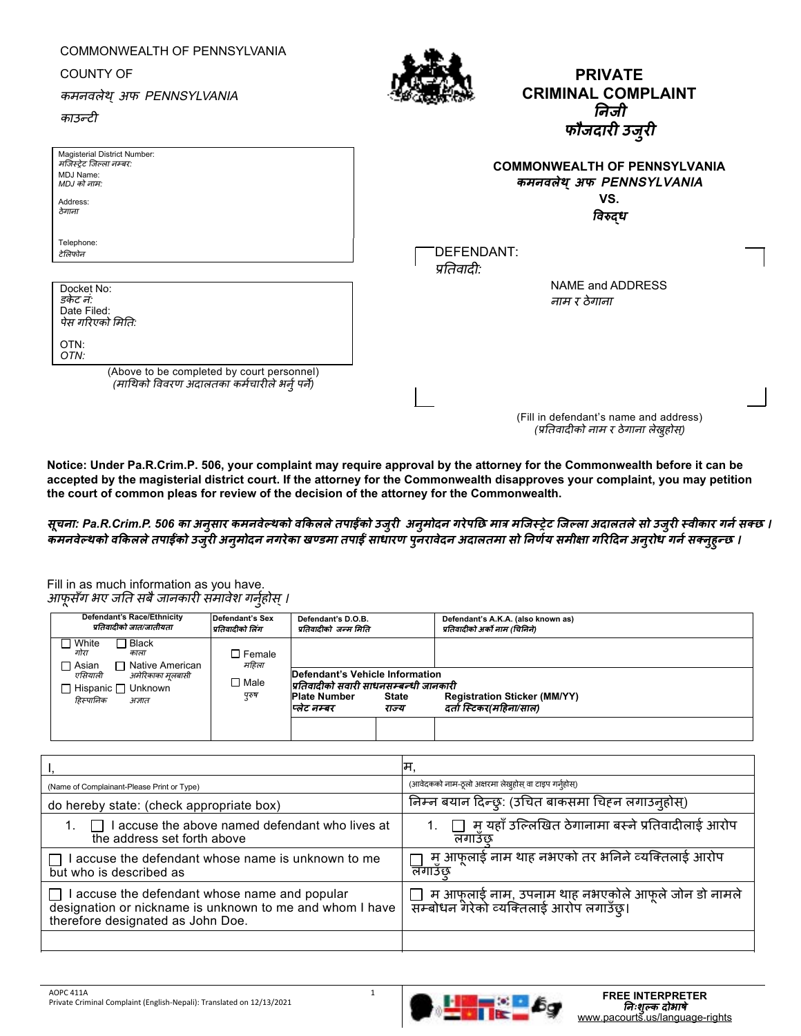COMMONWEALTH OF PENNSYLVANIA

COUNTY OF

*कमनवलेथ् अफ PENNSYLVANIA*

*काउन्टी*

# PRIVATE CRIMINAL COMPLAINT
# *निजी फौजदारी उजुरी*

| |
|---|
| Magisterial District Number: *मजिस्ट्रेट जिल्ला नम्बर:* |
| MDJ Name: *MDJ को नाम:* |
| Address: *ठेगाना* |
| Telephone: *टेलिफोन* |

**COMMONWEALTH OF PENNSYLVANIA**
***कमनवलेथ् अफ PENNSYLVANIA***
**VS.**
***विरुद्ध***

| |
|---|
| Docket No: *डकेट नं:* |
| Date Filed: *पेस गरिएको मिति:* |
| OTN: *OTN:* |

(Above to be completed by court personnel)
*(माथिको विवरण अदालतका कर्मचारीले भर्नु पर्ने)*

DEFENDANT:
*प्रतिवादी:*

NAME and ADDRESS
*नाम र ठेगाना*

(Fill in defendant's name and address)
*(प्रतिवादीको नाम र ठेगाना लेख्नुहोस्)*

**Notice: Under Pa.R.Crim.P. 506, your complaint may require approval by the attorney for the Commonwealth before it can be accepted by the magisterial district court. If the attorney for the Commonwealth disapproves your complaint, you may petition the court of common pleas for review of the decision of the attorney for the Commonwealth.**

***सूचना: Pa.R.Crim.P. 506 का अनुसार कमनवेल्थको वकिलले तपाईंको उजुरी अनुमोदन गरेपछि मात्र मजिस्ट्रेट जिल्ला अदालतले सो उजुरी स्वीकार गर्न सक्छ। कमनवेल्थको वकिलले तपाईंको उजुरी अनुमोदन नगरेका खण्डमा तपाईं साधारण पुनरावेदन अदालतमा सो निर्णय समीक्षा गरिदिन अनुरोध गर्न सक्नुहुन्छ।***

Fill in as much information as you have.
*आफूसँग भए जति सबै जानकारी समावेश गर्नुहोस्।*

| Defendant's Race/Ethnicity *प्रतिवादीको जात/जातीयता* | Defendant's Sex *प्रतिवादीको लिंग* | Defendant's D.O.B. *प्रतिवादीको जन्म मिति* | | Defendant's A.K.A. (also known as) *प्रतिवादीको अर्को नाम (चिनिने)* |
|---|---|---|---|---|
| ☐ White *गोरा* ☐ Black *काला* ☐ Asian *एसियाली* ☐ Native American *अमेरिकाका मूलबासी* ☐ Hispanic *हिस्पानिक* ☐ Unknown *अज्ञात* | ☐ Female *महिला* ☐ Male *पुरुष* | | | |
| | | Defendant's Vehicle Information *प्रतिवादीको सवारी साधनसम्बन्धी जानकारी* | | |
| | | Plate Number *प्लेट नम्बर* | State *राज्य* | Registration Sticker (MM/YY) *दर्ता स्टिकर(महिना/साल)* |
| | | | | |

| I, | म, |
|---|---|
| (Name of Complainant-Please Print or Type) | (आवेदकको नाम-ठूलो अक्षरमा लेख्नुहोस् वा टाइप गर्नुहोस्) |
| do hereby state: (check appropriate box) | निम्न बयान दिन्छु: (उचित बाकसमा चिह्न लगाउनुहोस्) |
| 1. ☐ I accuse the above named defendant who lives at the address set forth above | 1. ☐ म यहाँ उल्लिखित ठेगानामा बस्ने प्रतिवादीलाई आरोप लगाउँछु |
| ☐ I accuse the defendant whose name is unknown to me but who is described as | ☐ म आफूलाई नाम थाह नभएको तर भनिने व्यक्तिलाई आरोप लगाउँछु |
| ☐ I accuse the defendant whose name and popular designation or nickname is unknown to me and whom I have therefore designated as John Doe. | ☐ म आफूलाई नाम, उपनाम थाह नभएकोले आफूले जोन डो नामले सम्बोधन गरेको व्यक्तिलाई आरोप लगाउँछु। |
| | |

AOPC 411A
Private Criminal Complaint (English-Nepali): Translated on 12/13/2021

**FREE INTERPRETER**
***निःशुल्क दोभाषे***
www.pacourts.us/language-rights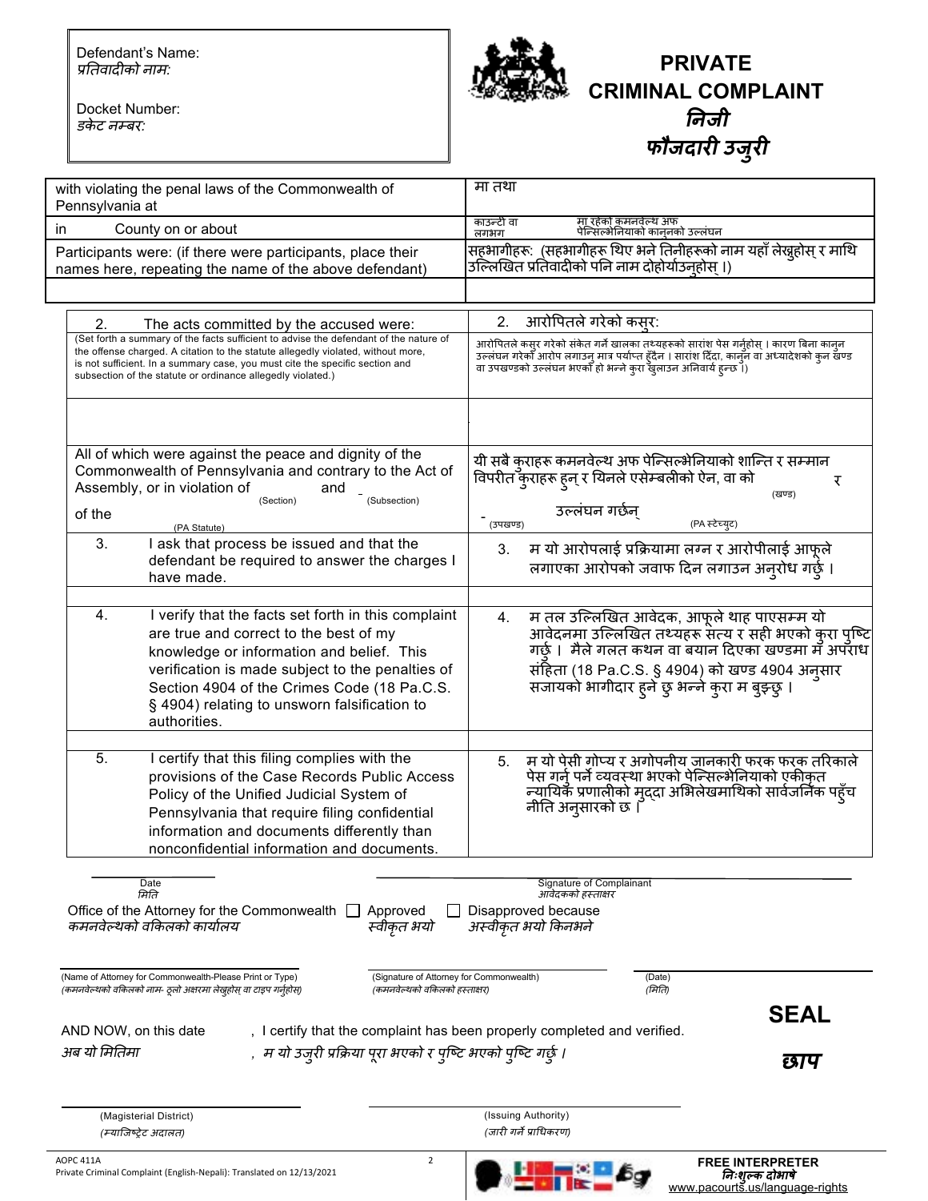| |
|---|
| Defendant's Name: |
| *प्रतिवादीको नाम:* |
| Docket Number: |
| *डकेट नम्बर:* |

# PRIVATE CRIMINAL COMPLAINT
# *निजी फौजदारी उजुरी*

| | |
|---|---|
| with violating the penal laws of the Commonwealth of Pennsylvania at | मा तथा |
| in County on or about | काउन्टी वा लगभग मा रहेको कमनवेल्थ अफ पेन्सिल्भेनियाको कानूनको उल्लंघन |
| Participants were: (if there were participants, place their names here, repeating the name of the above defendant) | सहभागीहरू: (सहभागीहरू थिए भने तिनीहरूको नाम यहाँ लेख्नुहोस् र माथि उल्लिखित प्रतिवादीको पनि नाम दोहोर्याउनुहोस् ।) |
| | |

| | |
|---|---|
| 2. The acts committed by the accused were: (Set forth a summary of the facts sufficient to advise the defendant of the nature of the offense charged. A citation to the statute allegedly violated, without more, is not sufficient. In a summary case, you must cite the specific section and subsection of the statute or ordinance allegedly violated.) | 2. आरोपितले गरेको कसुर: आरोपितले कसुर गरेको संकेत गर्ने खालका तथ्यहरूको सारांश पेस गर्नुहोस् । कारण बिना कानुन उल्लंघन गरेको आरोप लगाउनु मात्र पर्याप्त हुँदैन । सारांश दिँदा, कानुन वा अध्यादेशको कुन खण्ड वा उपखण्डको उल्लंघन भएको हो भन्ने कुरा खुलाउन अनिवार्य हुन्छ ।) |
| | |
| All of which were against the peace and dignity of the Commonwealth of Pennsylvania and contrary to the Act of Assembly, or in violation of (Section) and (Subsection) of the (PA Statute) | यी सबै कुराहरू कमनवेल्थ अफ पेन्सिल्भेनियाको शान्ति र सम्मान विपरीत कुराहरू हुन् र यिनले एसेम्बलीको ऐन, वा को (खण्ड) र (उपखण्ड) (PA स्टेच्युट) उल्लंघन गर्छन् |
| 3. I ask that process be issued and that the defendant be required to answer the charges I have made. | 3. म यो आरोपलाई प्रक्रियामा लग्न र आरोपीलाई आफूले लगाएका आरोपको जवाफ दिन लगाउन अनुरोध गर्छु । |
| | |
| 4. I verify that the facts set forth in this complaint are true and correct to the best of my knowledge or information and belief. This verification is made subject to the penalties of Section 4904 of the Crimes Code (18 Pa.C.S. § 4904) relating to unsworn falsification to authorities. | 4. म तल उल्लिखित आवेदक, आफूले थाह पाएसम्म यो आवेदनमा उल्लिखित तथ्यहरू सत्य र सही भएको कुरा पुष्टि गर्छु । मैले गलत कथन वा बयान दिएका खण्डमा म अपराध संहिता (18 Pa.C.S. § 4904) को खण्ड 4904 अनुसार सजायको भागीदार हुने छु भन्ने कुरा म बुझ्छु । |
| | |
| 5. I certify that this filing complies with the provisions of the Case Records Public Access Policy of the Unified Judicial System of Pennsylvania that require filing confidential information and documents differently than nonconfidential information and documents. | 5. म यो पेसी गोप्य र अगोपनीय जानकारी फरक फरक तरिकाले पेस गर्नु पर्ने व्यवस्था भएको पेन्सिल्भेनियाको एकीकृत न्यायिक प्रणालीको मुद्दा अभिलेखमाथिको सार्वजनिक पहुँच नीति अनुसारको छ । |

Date / *मिति*

Signature of Complainant / *आवेदकको हस्ताक्षर*

Office of the Attorney for the Commonwealth / *कमनवेल्थको वकिलको कार्यालय* ☐ Approved / *स्वीकृत भयो* ☐ Disapproved because / *अस्वीकृत भयो किनभने*

(Name of Attorney for Commonwealth-Please Print or Type) / *(कमनवेल्थको वकिलको नाम- ठूलो अक्षरमा लेख्नुहोस् वा टाइप गर्नुहोस्)*

(Signature of Attorney for Commonwealth) / *(कमनवेल्थको वकिलको हस्ताक्षर)*

(Date) / *(मिति)*

AND NOW, on this date , I certify that the complaint has been properly completed and verified.

*अब यो मितिमा , म यो उजुरी प्रक्रिया पूरा भएको र पुष्टि भएको पुष्टि गर्छु ।*

**SEAL**

***छाप***

(Magisterial District) / *(म्याजिष्ट्रेट अदालत)*

(Issuing Authority) / *(जारी गर्ने प्राधिकरण)*

AOPC 411A
Private Criminal Complaint (English-Nepali): Translated on 12/13/2021

**FREE INTERPRETER**
***निःशुल्क दोभाषे***
www.pacourts.us/language-rights